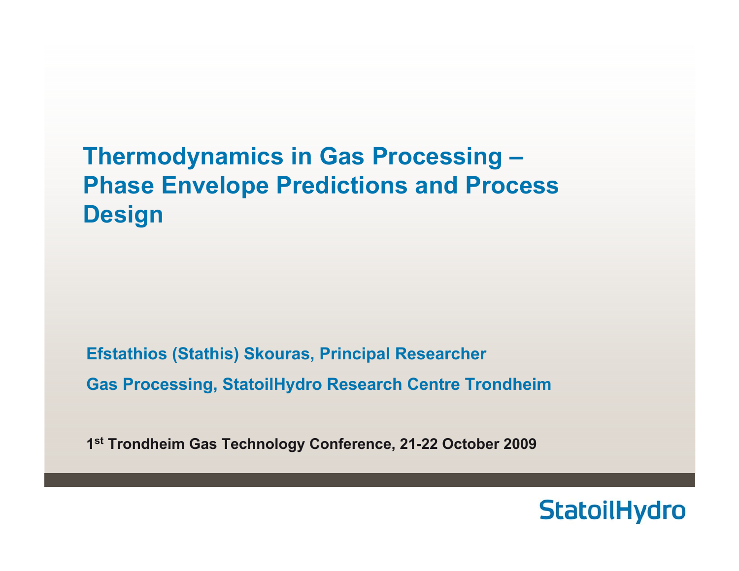# Thermodynamics in Gas Processing – Phase Envelope Predictions and Process Design

**Efstathios (Stathis) Skouras, Principal Researcher**

**Gas Processing, StatoilHydro Research Centre Trondheim**

**1st Trondheim Gas Technology Conference, 21-22 October 2009**

StatoilHydro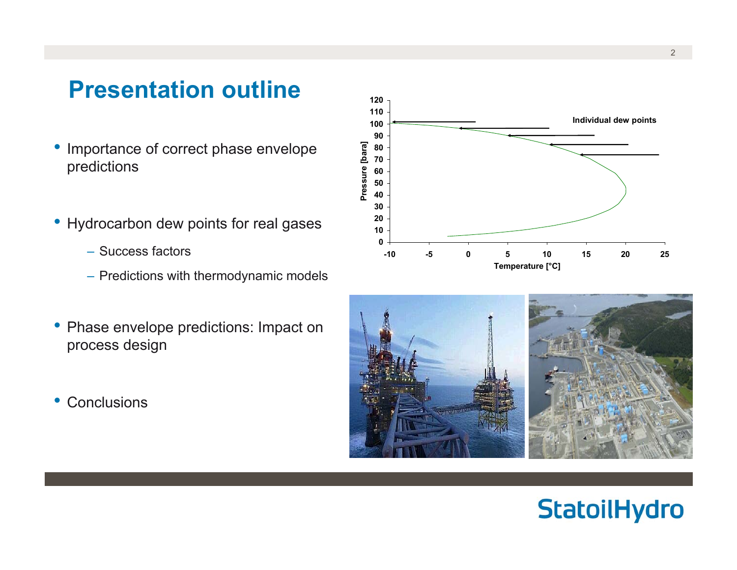# Presentation outline

- Importance of correct phase envelope predictions
- Hydrocarbon dew points for real gases
  - Success factors
  - Predictions with thermodynamic models
- Phase envelope predictions: Impact on process design
- Conclusions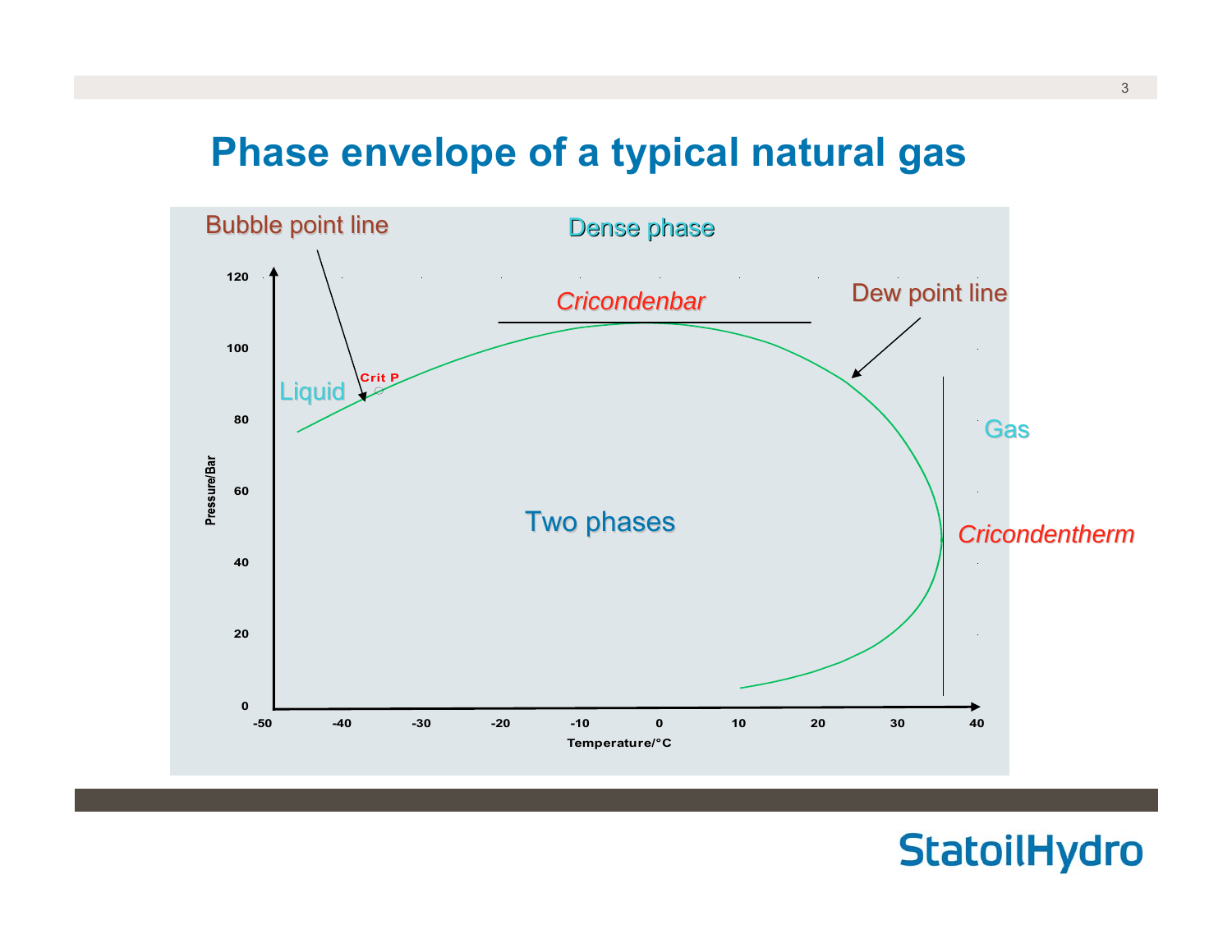# Phase envelope of a typical natural gas

Bubble point line

Dense phase

Cricondenbar

Dew point line

Crit P

Liquid

Gas

Two phases

Cricondentherm

Pressure/Bar

Temperature/°C

StatoilHydro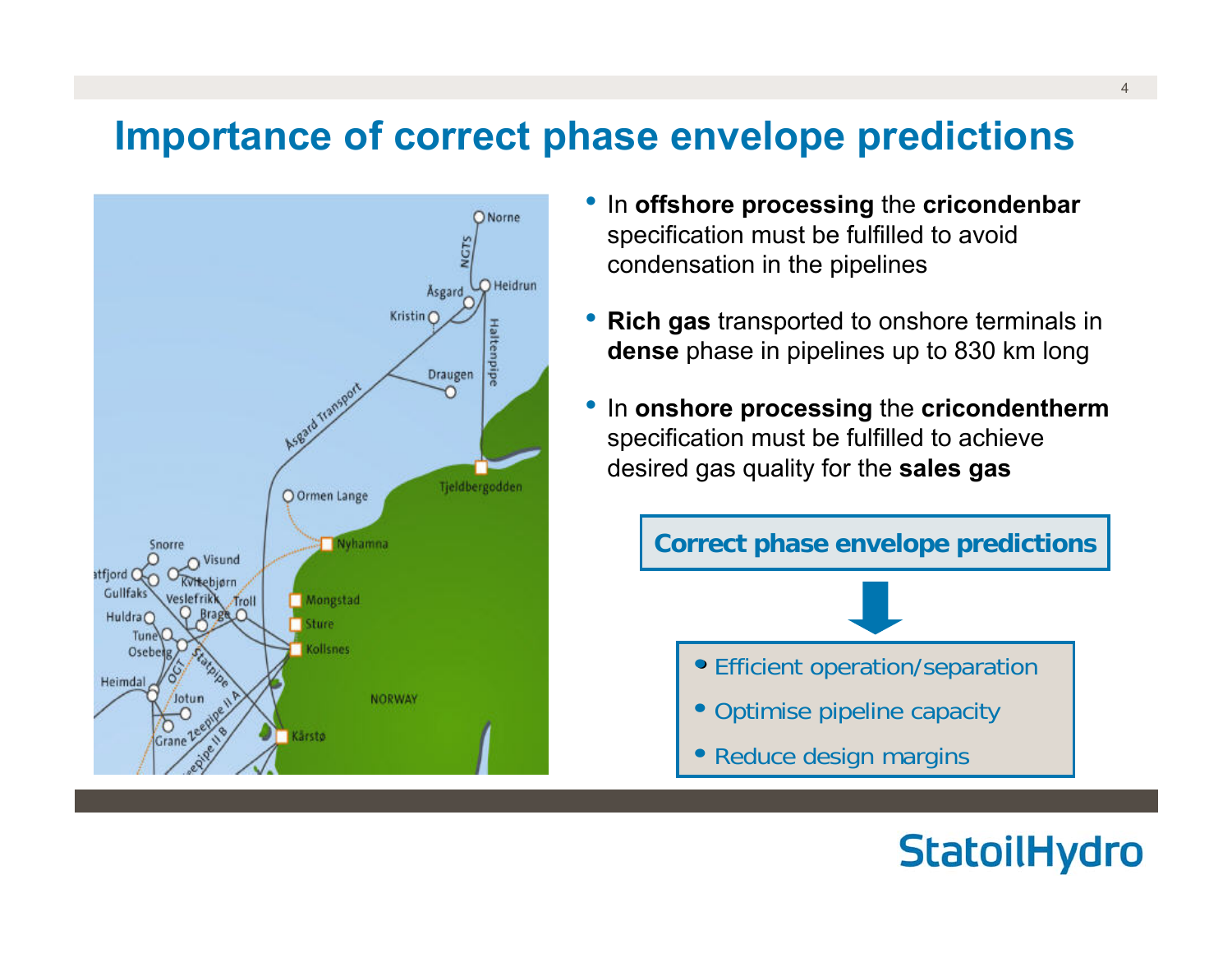# Importance of correct phase envelope predictions

- In **offshore processing** the **cricondenbar** specification must be fulfilled to avoid condensation in the pipelines
- **Rich gas** transported to onshore terminals in **dense** phase in pipelines up to 830 km long
- In **onshore processing** the **cricondentherm** specification must be fulfilled to achieve desired gas quality for the **sales gas**

**Correct phase envelope predictions**

- Efficient operation/separation
- Optimise pipeline capacity
- Reduce design margins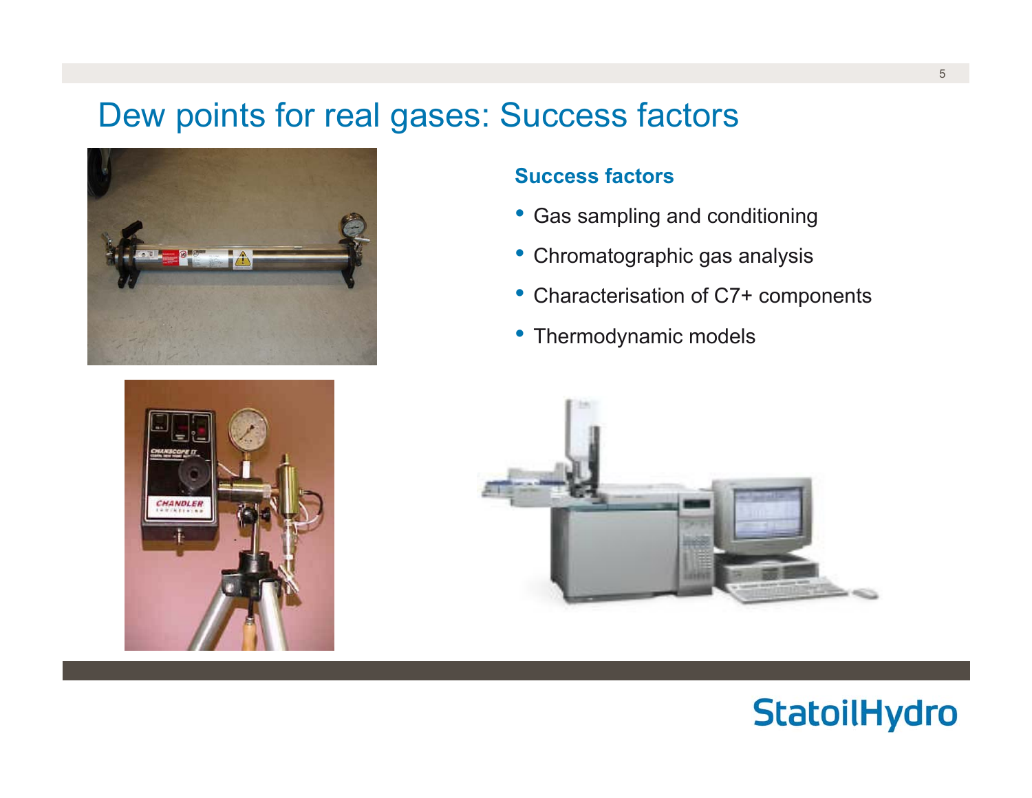# Dew points for real gases: Success factors

### Success factors

- Gas sampling and conditioning
- Chromatographic gas analysis
- Characterisation of C7+ components
- Thermodynamic models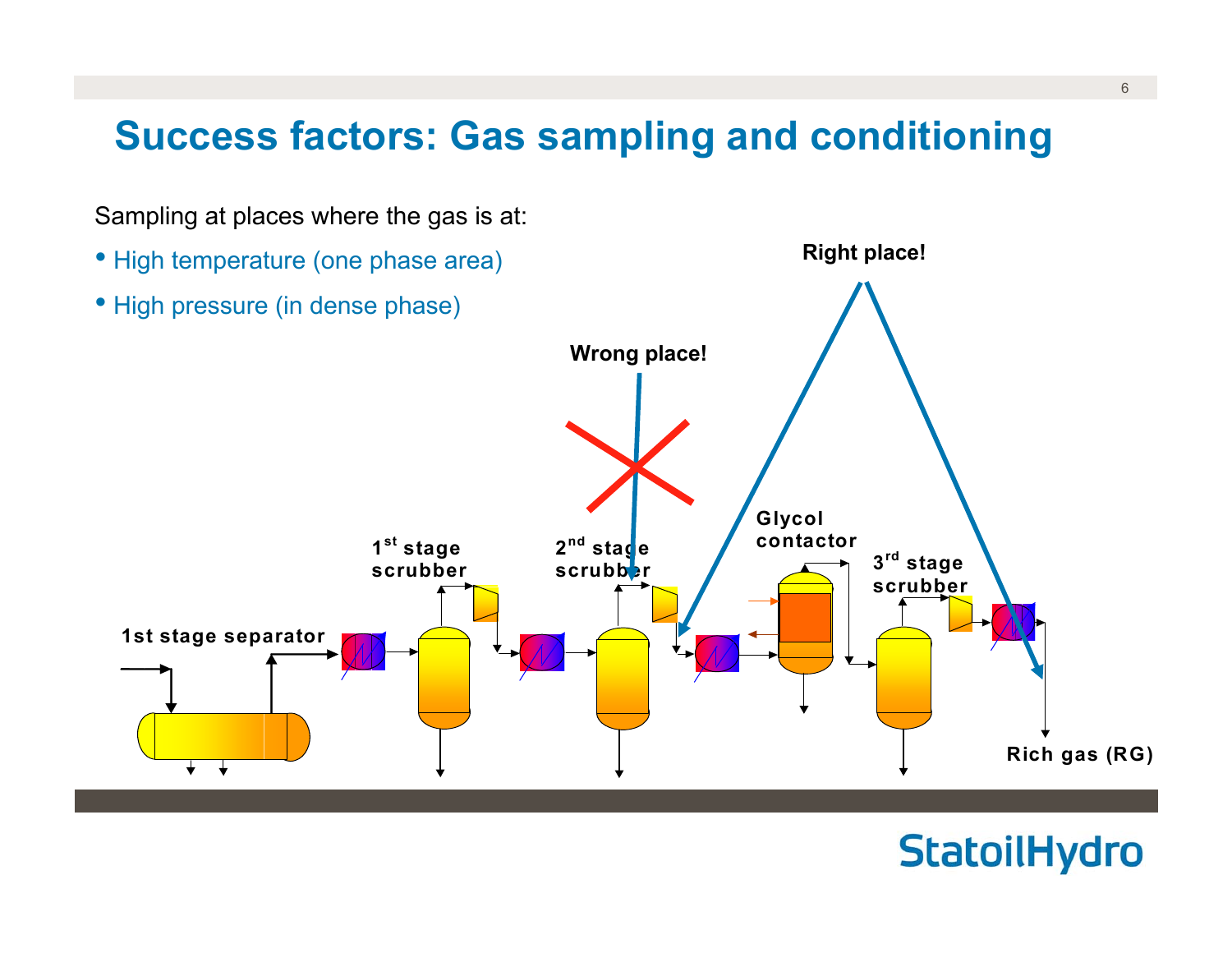# Success factors: Gas sampling and conditioning

Sampling at places where the gas is at:

- High temperature (one phase area)
- High pressure (in dense phase)

Right place!

Wrong place!

1st stage separator

1st stage scrubber

2nd stage scrubber

Glycol contactor

3rd stage scrubber

Rich gas (RG)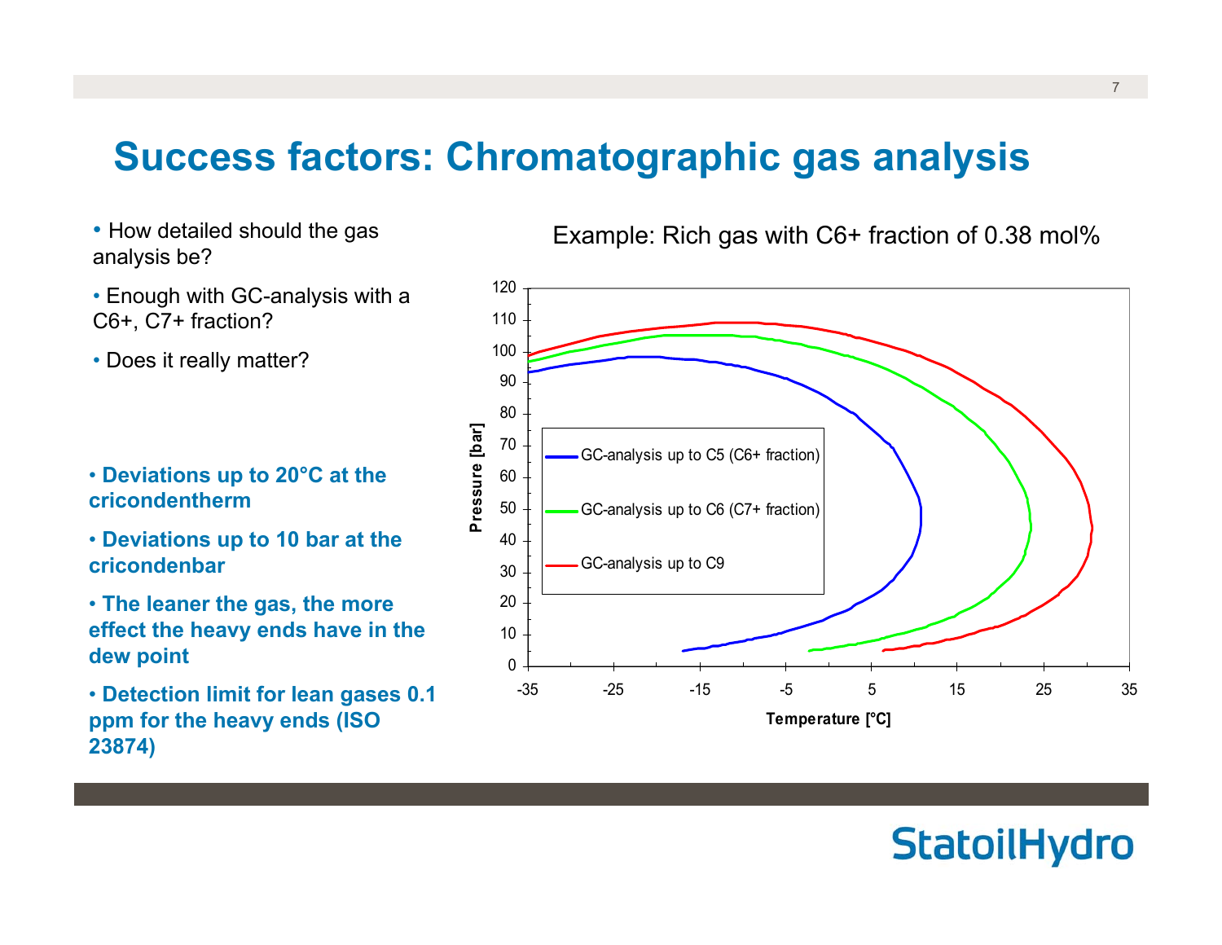# Success factors: Chromatographic gas analysis

- How detailed should the gas analysis be?
- Enough with GC-analysis with a C6+, C7+ fraction?
- Does it really matter?

- **Deviations up to 20°C at the cricondentherm**
- **Deviations up to 10 bar at the cricondenbar**
- **The leaner the gas, the more effect the heavy ends have in the dew point**
- **Detection limit for lean gases 0.1 ppm for the heavy ends (ISO 23874)**

Example: Rich gas with C6+ fraction of 0.38 mol%

Legend:
- GC-analysis up to C5 (C6+ fraction)
- GC-analysis up to C6 (C7+ fraction)
- GC-analysis up to C9

Pressure [bar] (0–120) vs. Temperature [°C] (-35 to 35)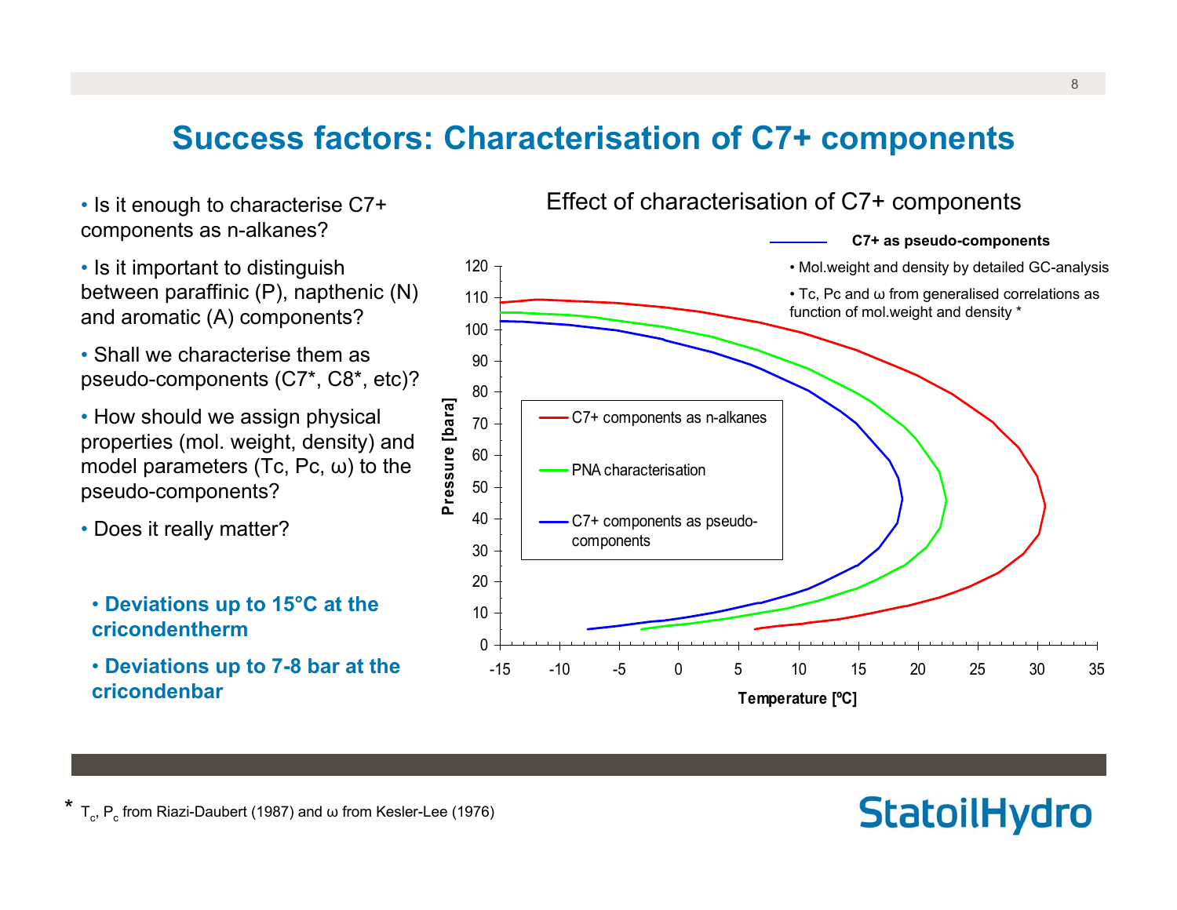# Success factors: Characterisation of C7+ components

- Is it enough to characterise C7+ components as n-alkanes?
- Is it important to distinguish between paraffinic (P), napthenic (N) and aromatic (A) components?
- Shall we characterise them as pseudo-components (C7*, C8*, etc)?
- How should we assign physical properties (mol. weight, density) and model parameters (Tc, Pc, ω) to the pseudo-components?
- Does it really matter?

- **Deviations up to 15°C at the cricondentherm**
- **Deviations up to 7-8 bar at the cricondenbar**

Effect of characterisation of C7+ components

**C7+ as pseudo-components**

- Mol.weight and density by detailed GC-analysis
- Tc, Pc and ω from generalised correlations as function of mol.weight and density *

Legend: C7+ components as n-alkanes; PNA characterisation; C7+ components as pseudo-components

Axes: Pressure [bara] (0–120); Temperature [ºC] (-15 to 35)

* $T_c$, $P_c$ from Riazi-Daubert (1987) and ω from Kesler-Lee (1976)

StatoilHydro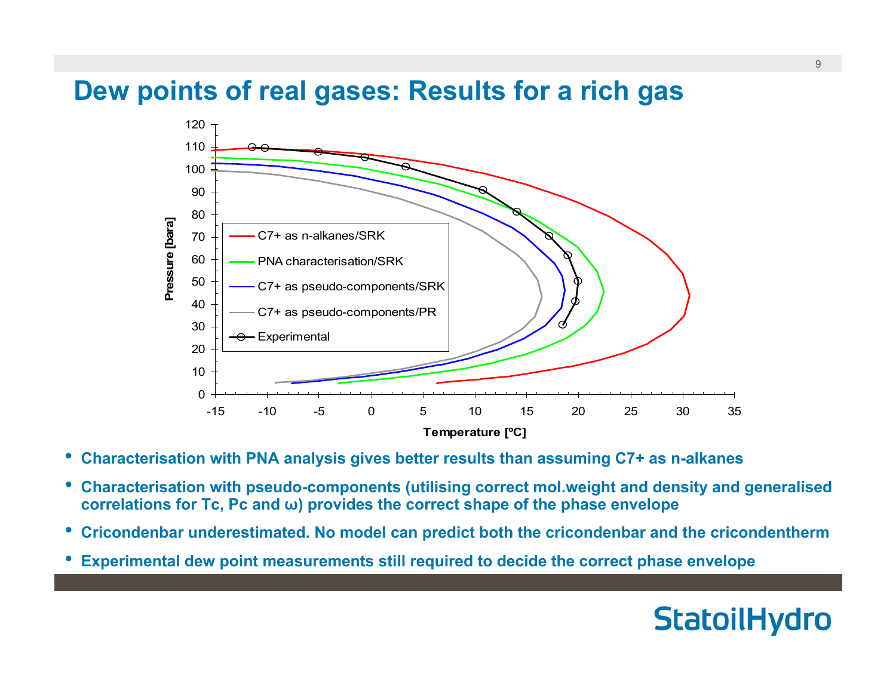# Dew points of real gases: Results for a rich gas

- **Characterisation with PNA analysis gives better results than assuming C7+ as n-alkanes**
- **Characterisation with pseudo-components (utilising correct mol.weight and density and generalised correlations for Tc, Pc and ω) provides the correct shape of the phase envelope**
- **Cricondenbar underestimated. No model can predict both the cricondenbar and the cricondentherm**
- **Experimental dew point measurements still required to decide the correct phase envelope**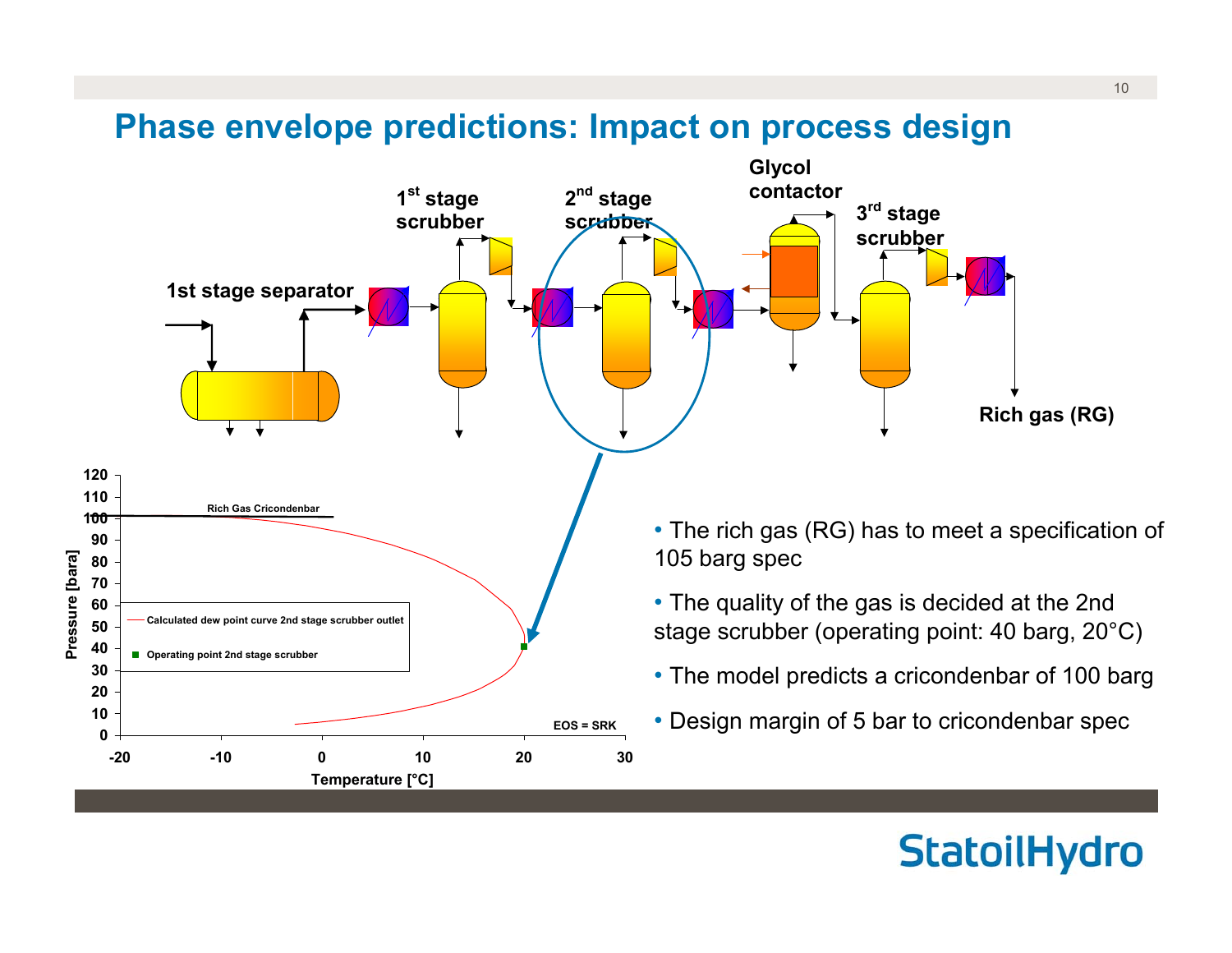# Phase envelope predictions: Impact on process design

1st stage separator

1[st] stage scrubber

2[nd] stage scrubber

Glycol contactor

3[rd] stage scrubber

Rich gas (RG)

Rich Gas Cricondenbar

Calculated dew point curve 2nd stage scrubber outlet

Operating point 2nd stage scrubber

EOS = SRK

Pressure [bara]

Temperature [°C]

- The rich gas (RG) has to meet a specification of 105 barg spec
- The quality of the gas is decided at the 2nd stage scrubber (operating point: 40 barg, 20°C)
- The model predicts a cricondenbar of 100 barg
- Design margin of 5 bar to cricondenbar spec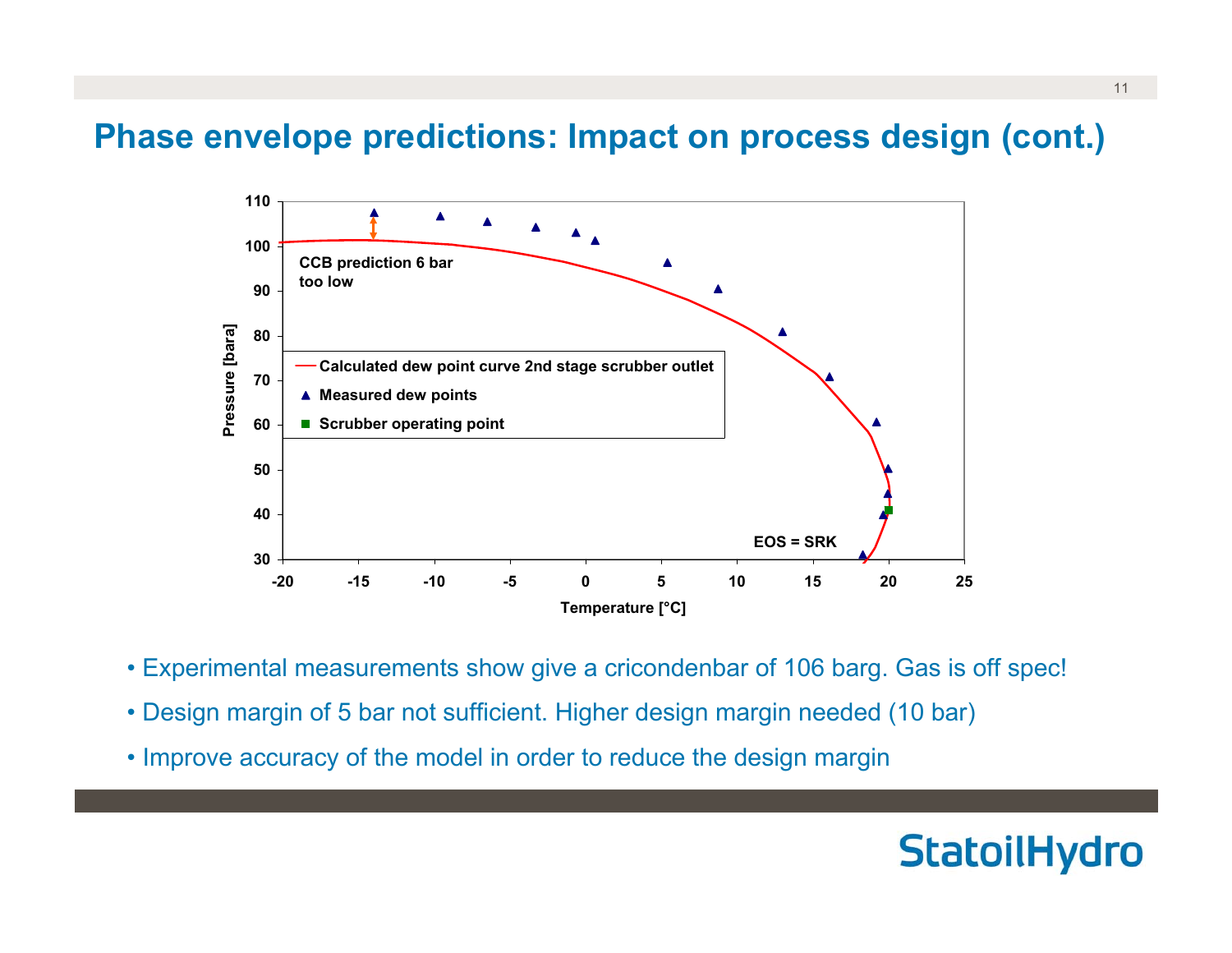# Phase envelope predictions: Impact on process design (cont.)

CCB prediction 6 bar too low

Calculated dew point curve 2nd stage scrubber outlet

Measured dew points

Scrubber operating point

EOS = SRK

Pressure [bara]

Temperature [°C]

- Experimental measurements show give a cricondenbar of 106 barg. Gas is off spec!
- Design margin of 5 bar not sufficient. Higher design margin needed (10 bar)
- Improve accuracy of the model in order to reduce the design margin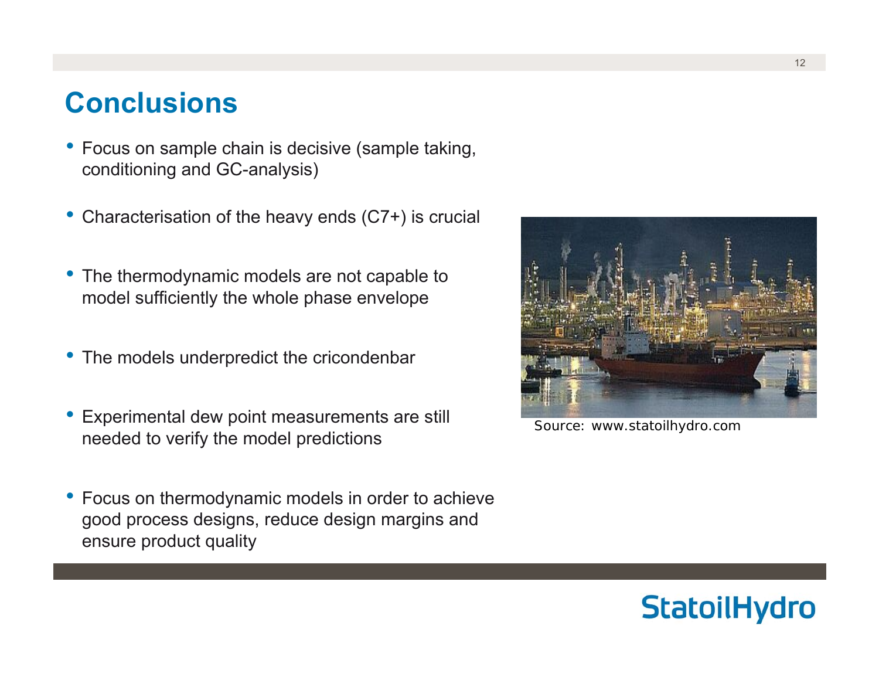# Conclusions

- Focus on sample chain is decisive (sample taking, conditioning and GC-analysis)
- Characterisation of the heavy ends (C7+) is crucial
- The thermodynamic models are not capable to model sufficiently the whole phase envelope
- The models underpredict the cricondenbar
- Experimental dew point measurements are still needed to verify the model predictions
- Focus on thermodynamic models in order to achieve good process designs, reduce design margins and ensure product quality

Source: www.statoilhydro.com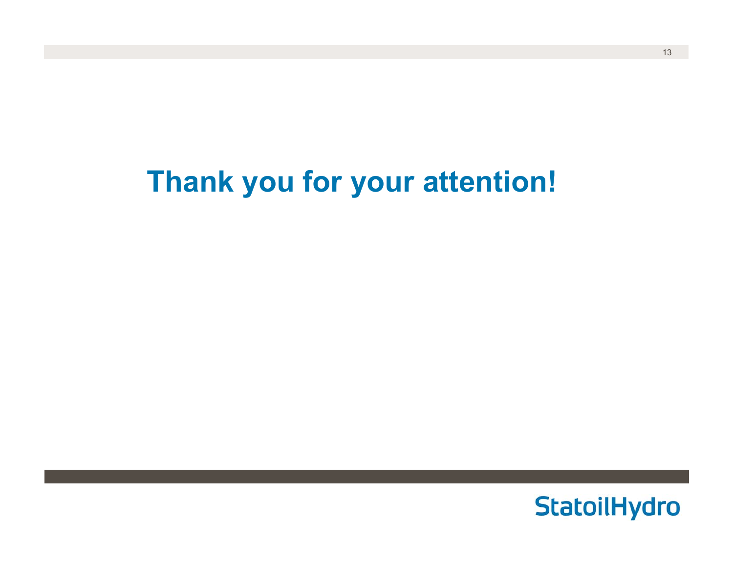# Thank you for your attention!

StatoilHydro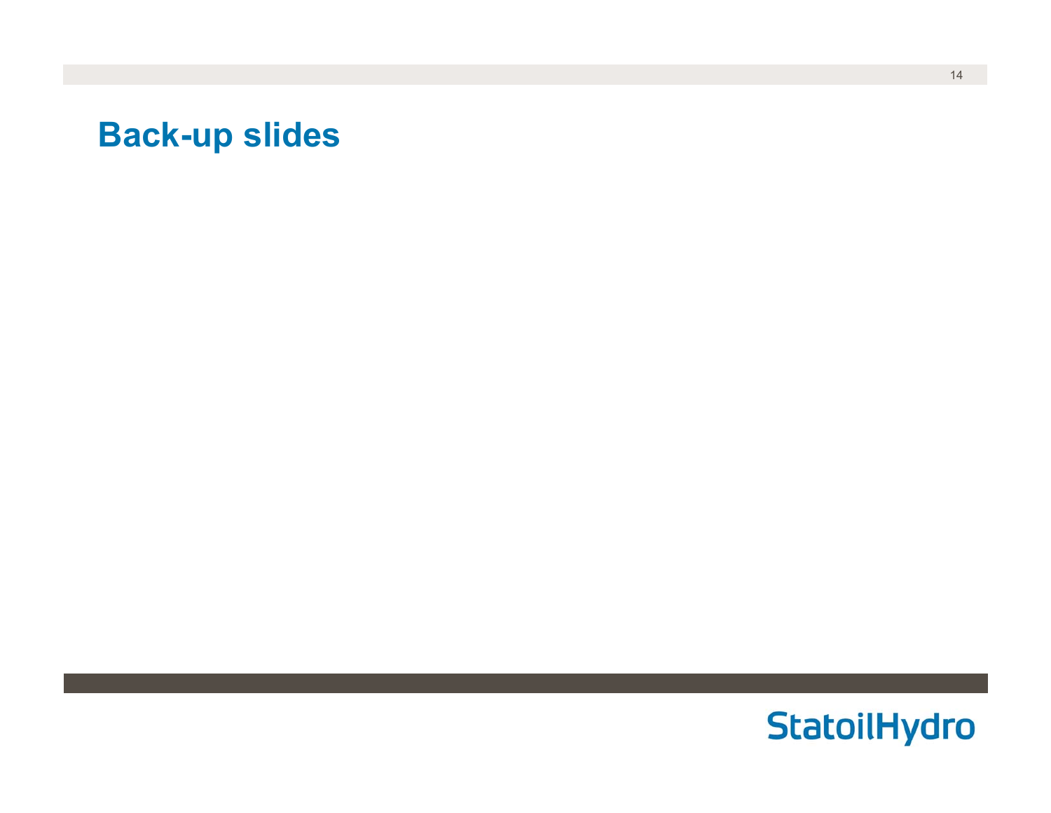# Back-up slides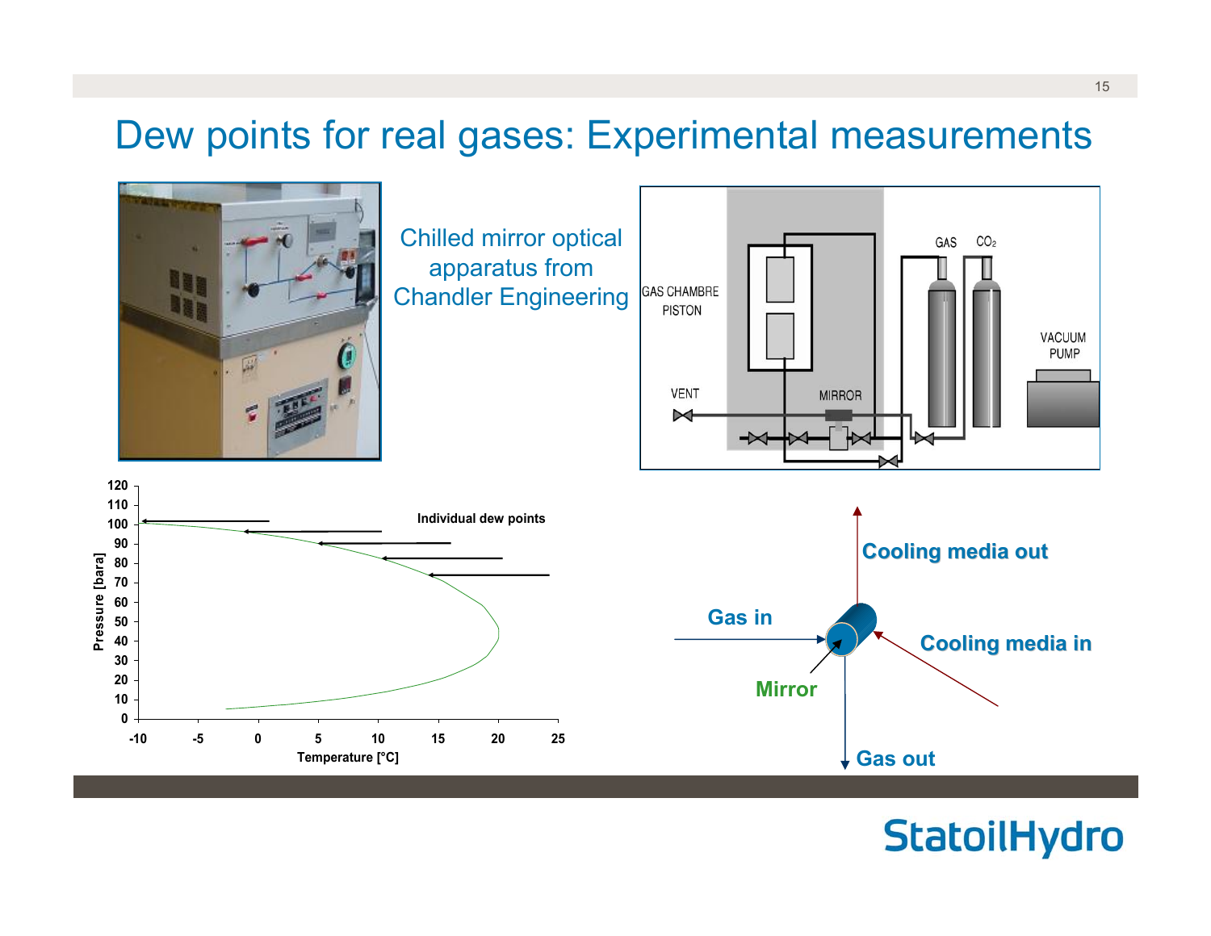# Dew points for real gases: Experimental measurements

Chilled mirror optical apparatus from Chandler Engineering

GAS CHAMBRE PISTON

GAS $CO_2$

VACUUM PUMP

VENT

MIRROR

Individual dew points

Pressure [bara]

Temperature [°C]

Cooling media out

Gas in

Cooling media in

Mirror

Gas out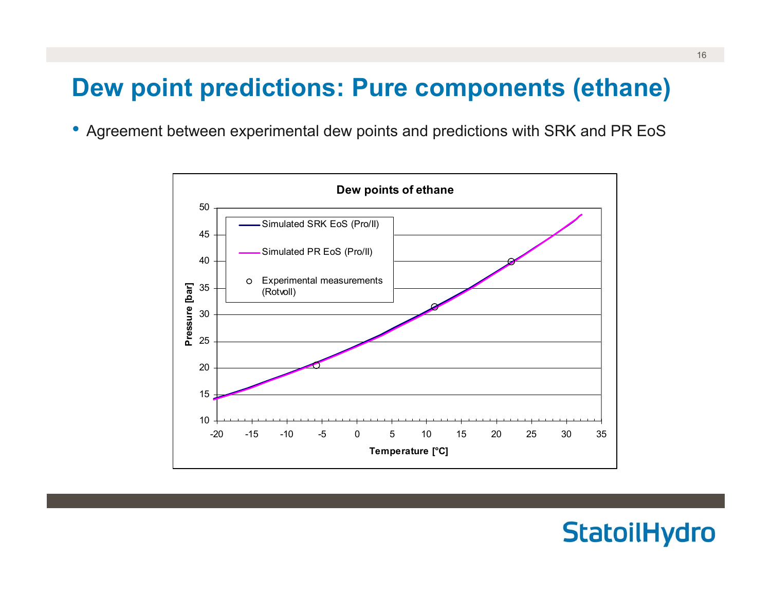# Dew point predictions: Pure components (ethane)

- Agreement between experimental dew points and predictions with SRK and PR EoS

**Dew points of ethane**

- Simulated SRK EoS (Pro/II)
- Simulated PR EoS (Pro/II)
- Experimental measurements (Rotvoll)

Pressure [bar] vs. Temperature [°C]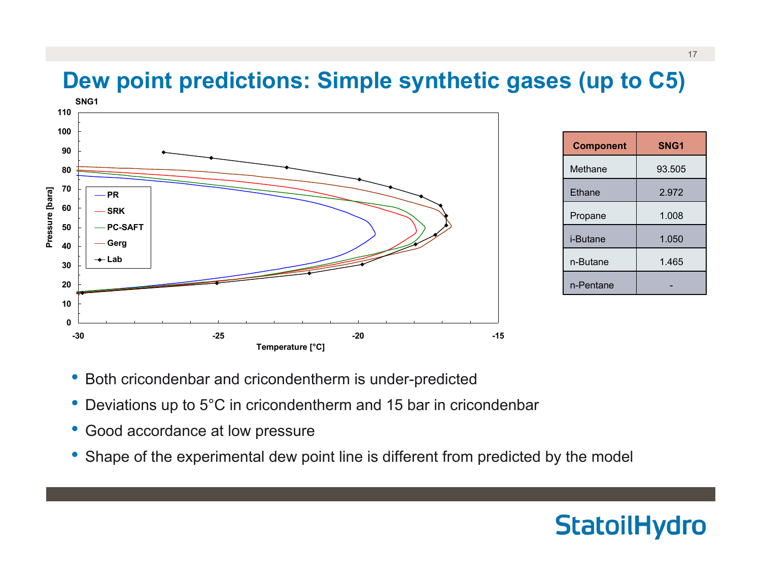# Dew point predictions: Simple synthetic gases (up to C5)

SNG1

| Component | SNG1 |
|---|---|
| Methane | 93.505 |
| Ethane | 2.972 |
| Propane | 1.008 |
| i-Butane | 1.050 |
| n-Butane | 1.465 |
| n-Pentane | - |

- Both cricondenbar and cricondentherm is under-predicted
- Deviations up to 5°C in cricondentherm and 15 bar in cricondenbar
- Good accordance at low pressure
- Shape of the experimental dew point line is different from predicted by the model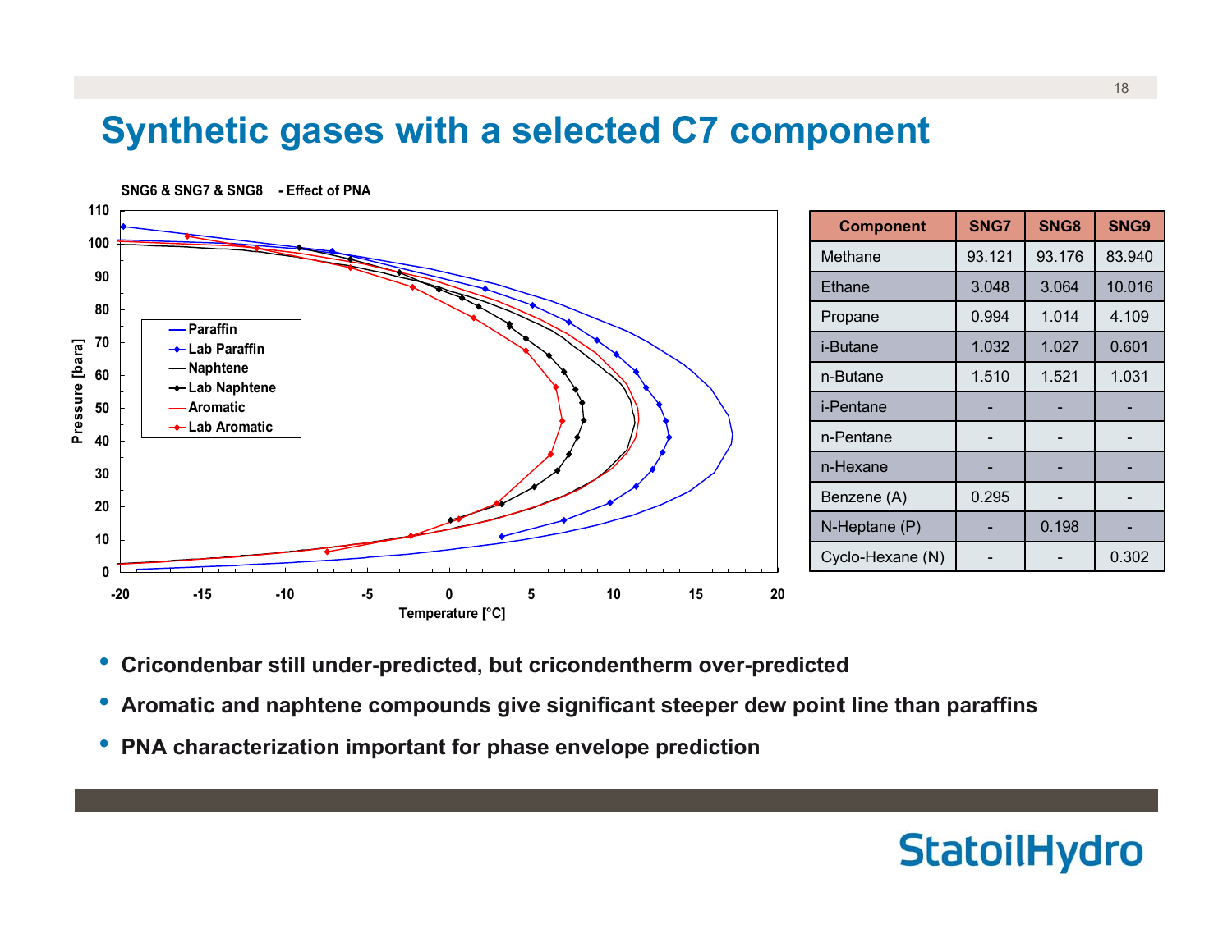# Synthetic gases with a selected C7 component

SNG6 & SNG7 & SNG8 - Effect of PNA

Pressure [bara] vs Temperature [°C]

Legend: Paraffin, Lab Paraffin, Naphtene, Lab Naphtene, Aromatic, Lab Aromatic

| Component | SNG7 | SNG8 | SNG9 |
|---|---|---|---|
| Methane | 93.121 | 93.176 | 83.940 |
| Ethane | 3.048 | 3.064 | 10.016 |
| Propane | 0.994 | 1.014 | 4.109 |
| i-Butane | 1.032 | 1.027 | 0.601 |
| n-Butane | 1.510 | 1.521 | 1.031 |
| i-Pentane | - | - | - |
| n-Pentane | - | - | - |
| n-Hexane | - | - | - |
| Benzene (A) | 0.295 | - | - |
| N-Heptane (P) | - | 0.198 | - |
| Cyclo-Hexane (N) | - | - | 0.302 |

- **Cricondenbar still under-predicted, but cricondentherm over-predicted**
- **Aromatic and naphtene compounds give significant steeper dew point line than paraffins**
- **PNA characterization important for phase envelope prediction**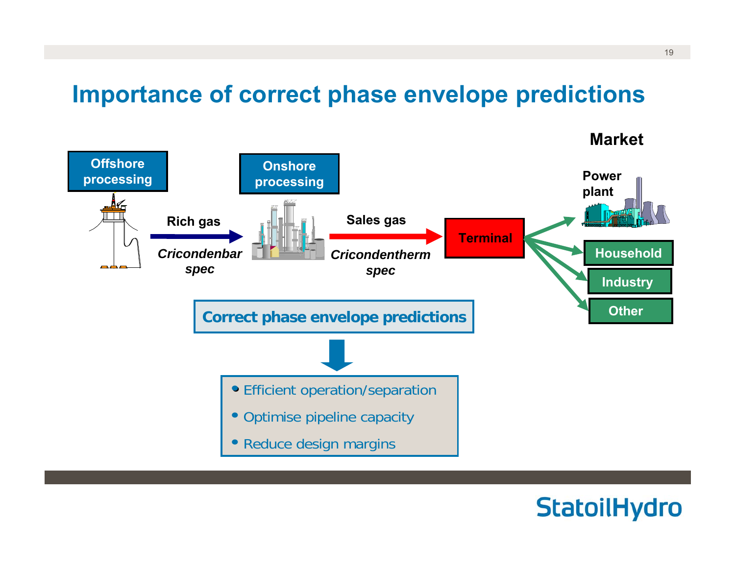# Importance of correct phase envelope predictions

Offshore processing

Rich gas

*Cricondenbar spec*

Onshore processing

Sales gas

*Cricondentherm spec*

Terminal

Market

Power plant

Household

Industry

Other

**Correct phase envelope predictions**

- Efficient operation/separation
- Optimise pipeline capacity
- Reduce design margins

StatoilHydro